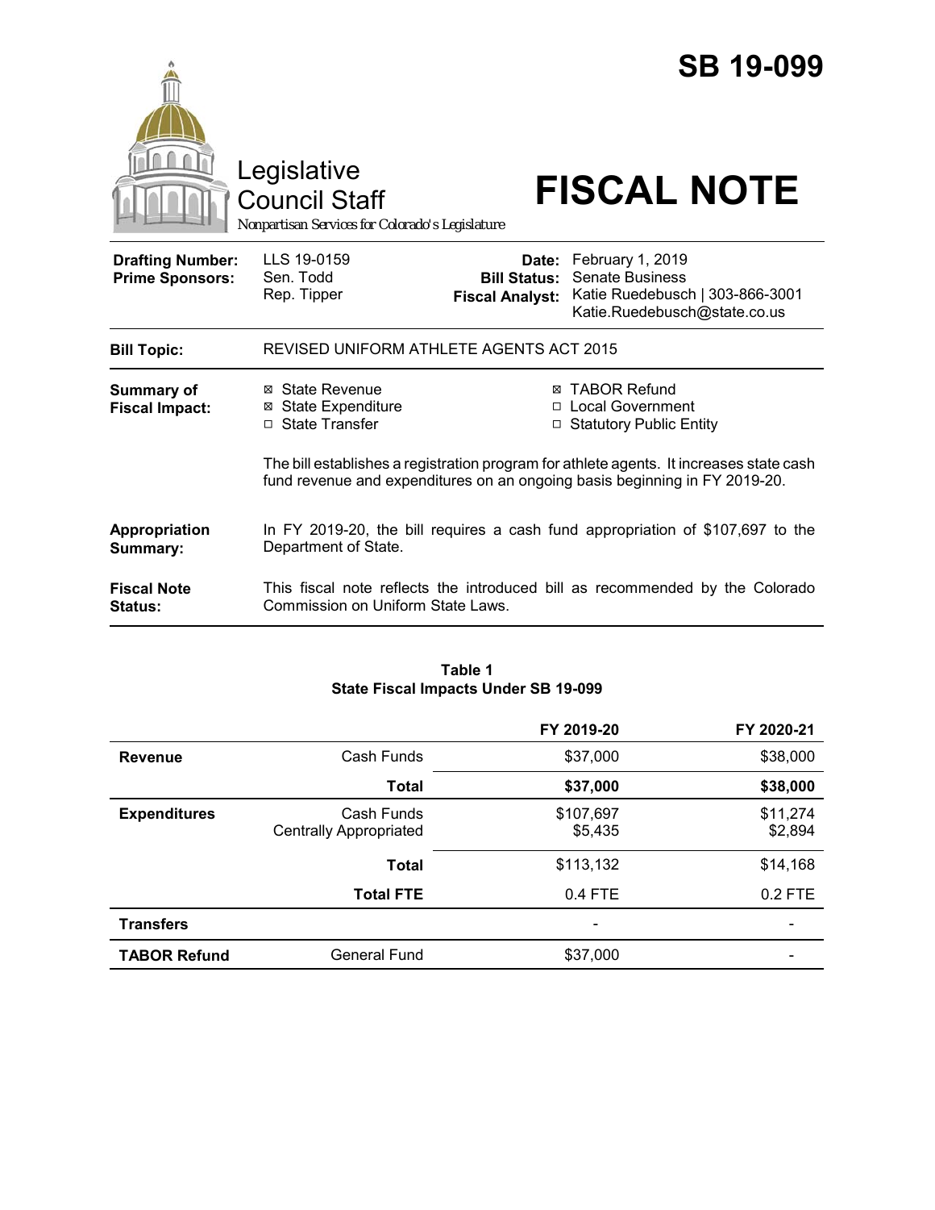# SB 19-099

Legislative Council Staff

*Nonpartisan Services for Colorado's Legislature*

# FISCAL NOTE

| | | | |
|---|---|---|---|
| **Drafting Number:** | LLS 19-0159 | **Date:** | February 1, 2019 |
| **Prime Sponsors:** | Sen. Todd | **Bill Status:** | Senate Business |
| | Rep. Tipper | **Fiscal Analyst:** | Katie Ruedebusch \| 303-866-3001 |
| | | | Katie.Ruedebusch@state.co.us |

**Bill Topic:** REVISED UNIFORM ATHLETE AGENTS ACT 2015

**Summary of Fiscal Impact:**

- ☒ State Revenue
- ☒ State Expenditure
- ☐ State Transfer
- ☒ TABOR Refund
- ☐ Local Government
- ☐ Statutory Public Entity

The bill establishes a registration program for athlete agents. It increases state cash fund revenue and expenditures on an ongoing basis beginning in FY 2019-20.

**Appropriation Summary:** In FY 2019-20, the bill requires a cash fund appropriation of $107,697 to the Department of State.

**Fiscal Note Status:** This fiscal note reflects the introduced bill as recommended by the Colorado Commission on Uniform State Laws.

**Table 1**
**State Fiscal Impacts Under SB 19-099**

| | | FY 2019-20 | FY 2020-21 |
|---|---|---|---|
| **Revenue** | Cash Funds | $37,000 | $38,000 |
| | **Total** | **$37,000** | **$38,000** |
| **Expenditures** | Cash Funds | $107,697 | $11,274 |
| | Centrally Appropriated | $5,435 | $2,894 |
| | **Total** | $113,132 | $14,168 |
| | **Total FTE** | 0.4 FTE | 0.2 FTE |
| **Transfers** | | - | - |
| **TABOR Refund** | General Fund | $37,000 | - |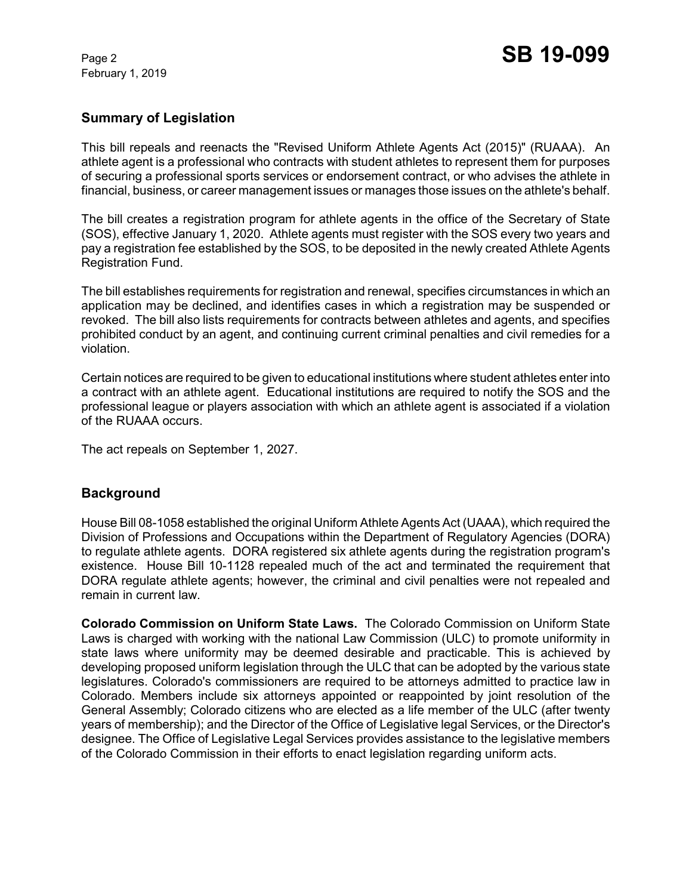## Summary of Legislation

This bill repeals and reenacts the "Revised Uniform Athlete Agents Act (2015)" (RUAAA). An athlete agent is a professional who contracts with student athletes to represent them for purposes of securing a professional sports services or endorsement contract, or who advises the athlete in financial, business, or career management issues or manages those issues on the athlete's behalf.

The bill creates a registration program for athlete agents in the office of the Secretary of State (SOS), effective January 1, 2020. Athlete agents must register with the SOS every two years and pay a registration fee established by the SOS, to be deposited in the newly created Athlete Agents Registration Fund.

The bill establishes requirements for registration and renewal, specifies circumstances in which an application may be declined, and identifies cases in which a registration may be suspended or revoked. The bill also lists requirements for contracts between athletes and agents, and specifies prohibited conduct by an agent, and continuing current criminal penalties and civil remedies for a violation.

Certain notices are required to be given to educational institutions where student athletes enter into a contract with an athlete agent. Educational institutions are required to notify the SOS and the professional league or players association with which an athlete agent is associated if a violation of the RUAAA occurs.

The act repeals on September 1, 2027.

## Background

House Bill 08-1058 established the original Uniform Athlete Agents Act (UAAA), which required the Division of Professions and Occupations within the Department of Regulatory Agencies (DORA) to regulate athlete agents. DORA registered six athlete agents during the registration program's existence. House Bill 10-1128 repealed much of the act and terminated the requirement that DORA regulate athlete agents; however, the criminal and civil penalties were not repealed and remain in current law.

**Colorado Commission on Uniform State Laws.** The Colorado Commission on Uniform State Laws is charged with working with the national Law Commission (ULC) to promote uniformity in state laws where uniformity may be deemed desirable and practicable. This is achieved by developing proposed uniform legislation through the ULC that can be adopted by the various state legislatures. Colorado's commissioners are required to be attorneys admitted to practice law in Colorado. Members include six attorneys appointed or reappointed by joint resolution of the General Assembly; Colorado citizens who are elected as a life member of the ULC (after twenty years of membership); and the Director of the Office of Legislative legal Services, or the Director's designee. The Office of Legislative Legal Services provides assistance to the legislative members of the Colorado Commission in their efforts to enact legislation regarding uniform acts.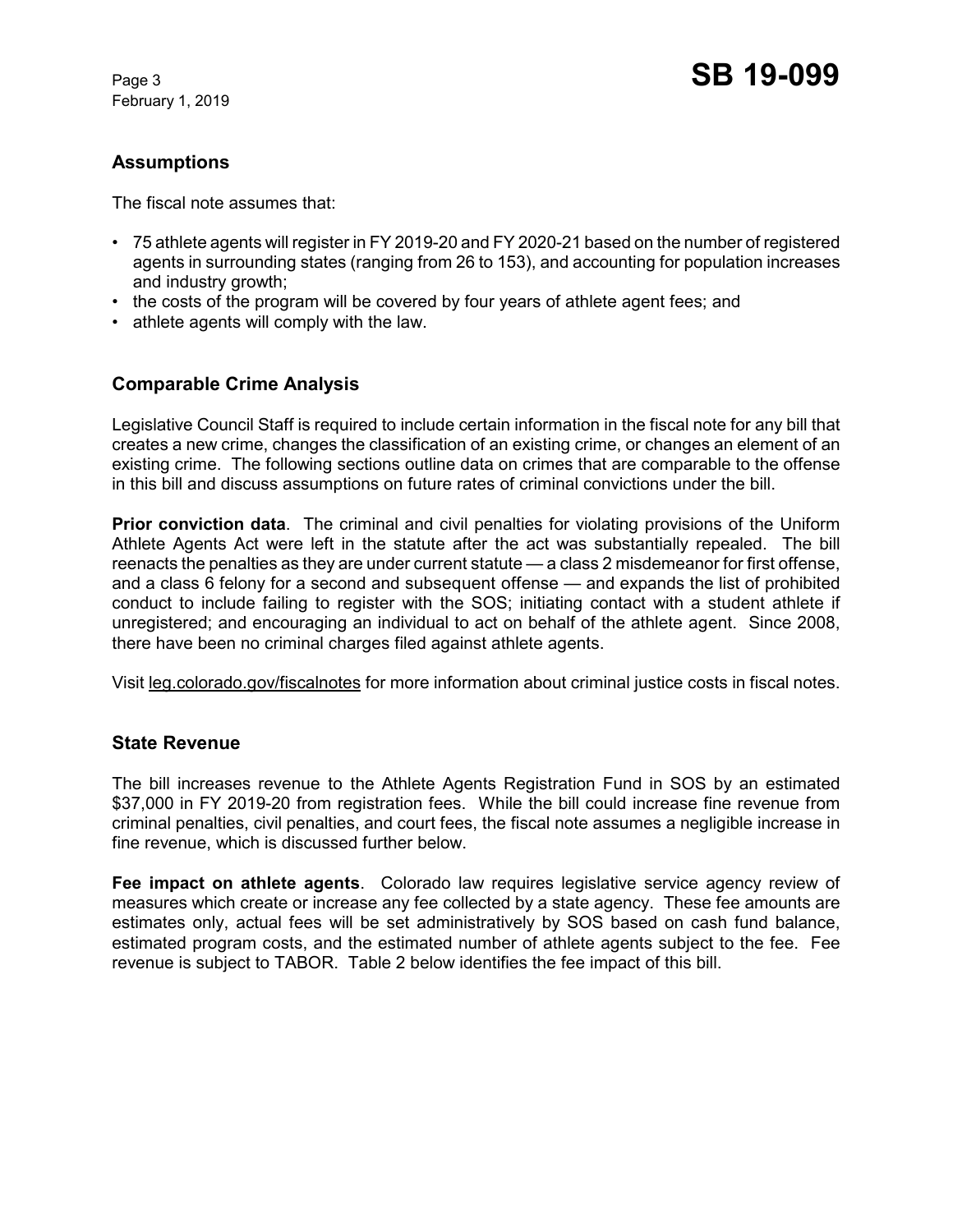## Assumptions

The fiscal note assumes that:

- 75 athlete agents will register in FY 2019-20 and FY 2020-21 based on the number of registered agents in surrounding states (ranging from 26 to 153), and accounting for population increases and industry growth;
- the costs of the program will be covered by four years of athlete agent fees; and
- athlete agents will comply with the law.

## Comparable Crime Analysis

Legislative Council Staff is required to include certain information in the fiscal note for any bill that creates a new crime, changes the classification of an existing crime, or changes an element of an existing crime. The following sections outline data on crimes that are comparable to the offense in this bill and discuss assumptions on future rates of criminal convictions under the bill.

**Prior conviction data**. The criminal and civil penalties for violating provisions of the Uniform Athlete Agents Act were left in the statute after the act was substantially repealed. The bill reenacts the penalties as they are under current statute — a class 2 misdemeanor for first offense, and a class 6 felony for a second and subsequent offense — and expands the list of prohibited conduct to include failing to register with the SOS; initiating contact with a student athlete if unregistered; and encouraging an individual to act on behalf of the athlete agent. Since 2008, there have been no criminal charges filed against athlete agents.

Visit leg.colorado.gov/fiscalnotes for more information about criminal justice costs in fiscal notes.

## State Revenue

The bill increases revenue to the Athlete Agents Registration Fund in SOS by an estimated $37,000 in FY 2019-20 from registration fees. While the bill could increase fine revenue from criminal penalties, civil penalties, and court fees, the fiscal note assumes a negligible increase in fine revenue, which is discussed further below.

**Fee impact on athlete agents**. Colorado law requires legislative service agency review of measures which create or increase any fee collected by a state agency. These fee amounts are estimates only, actual fees will be set administratively by SOS based on cash fund balance, estimated program costs, and the estimated number of athlete agents subject to the fee. Fee revenue is subject to TABOR. Table 2 below identifies the fee impact of this bill.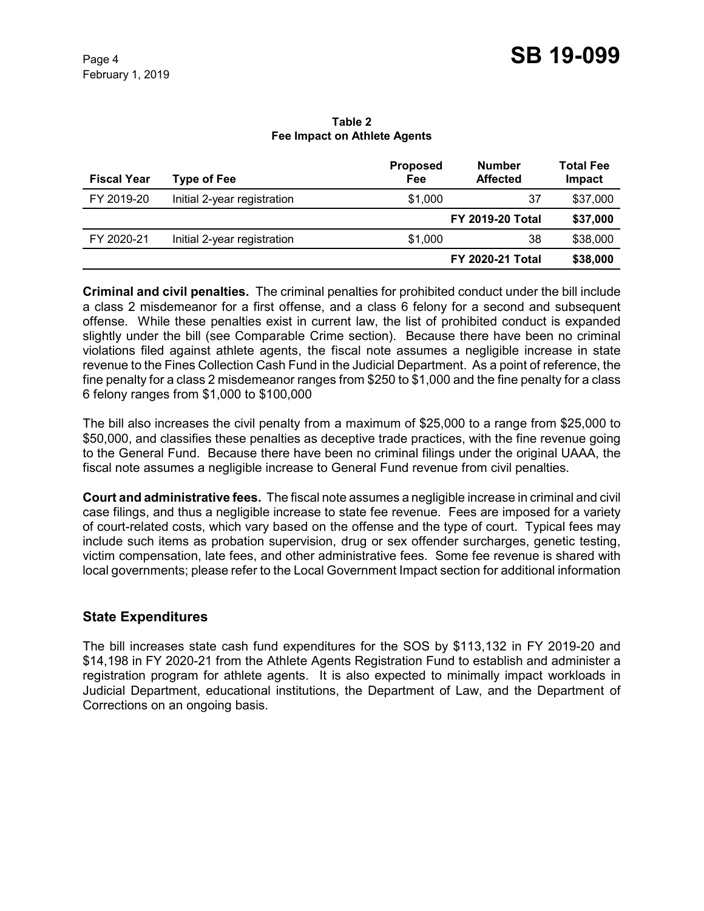**Table 2**
**Fee Impact on Athlete Agents**

| Fiscal Year | Type of Fee | Proposed Fee | Number Affected | Total Fee Impact |
|---|---|---|---|---|
| FY 2019-20 | Initial 2-year registration | $1,000 | 37 | $37,000 |
| | | | **FY 2019-20 Total** | **$37,000** |
| FY 2020-21 | Initial 2-year registration | $1,000 | 38 | $38,000 |
| | | | **FY 2020-21 Total** | **$38,000** |

**Criminal and civil penalties.** The criminal penalties for prohibited conduct under the bill include a class 2 misdemeanor for a first offense, and a class 6 felony for a second and subsequent offense. While these penalties exist in current law, the list of prohibited conduct is expanded slightly under the bill (see Comparable Crime section). Because there have been no criminal violations filed against athlete agents, the fiscal note assumes a negligible increase in state revenue to the Fines Collection Cash Fund in the Judicial Department. As a point of reference, the fine penalty for a class 2 misdemeanor ranges from $250 to $1,000 and the fine penalty for a class 6 felony ranges from $1,000 to $100,000

The bill also increases the civil penalty from a maximum of $25,000 to a range from $25,000 to $50,000, and classifies these penalties as deceptive trade practices, with the fine revenue going to the General Fund. Because there have been no criminal filings under the original UAAA, the fiscal note assumes a negligible increase to General Fund revenue from civil penalties.

**Court and administrative fees.** The fiscal note assumes a negligible increase in criminal and civil case filings, and thus a negligible increase to state fee revenue. Fees are imposed for a variety of court-related costs, which vary based on the offense and the type of court. Typical fees may include such items as probation supervision, drug or sex offender surcharges, genetic testing, victim compensation, late fees, and other administrative fees. Some fee revenue is shared with local governments; please refer to the Local Government Impact section for additional information

## State Expenditures

The bill increases state cash fund expenditures for the SOS by $113,132 in FY 2019-20 and $14,198 in FY 2020-21 from the Athlete Agents Registration Fund to establish and administer a registration program for athlete agents. It is also expected to minimally impact workloads in Judicial Department, educational institutions, the Department of Law, and the Department of Corrections on an ongoing basis.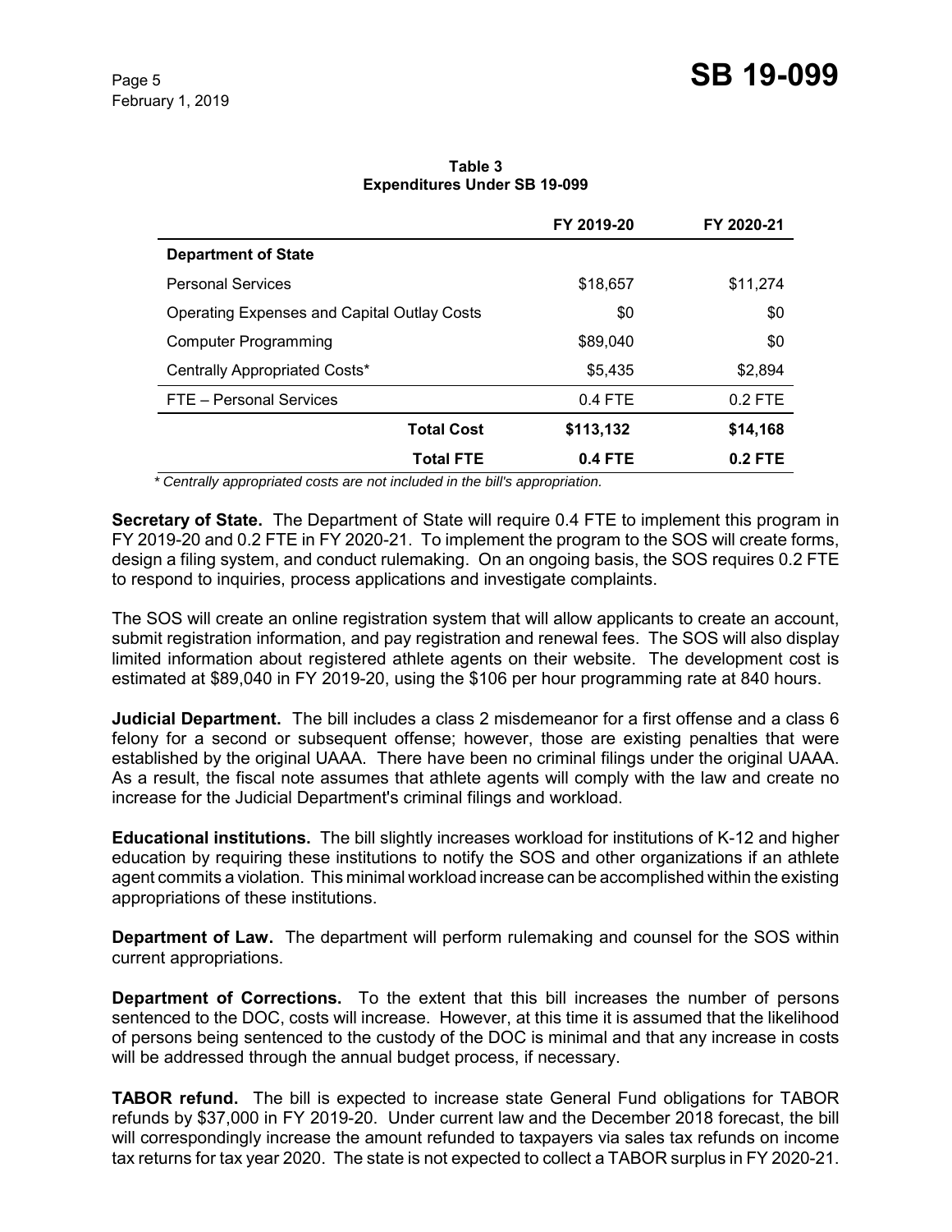**Table 3**
**Expenditures Under SB 19-099**

| | FY 2019-20 | FY 2020-21 |
|---|---|---|
| **Department of State** | | |
| Personal Services | $18,657 | $11,274 |
| Operating Expenses and Capital Outlay Costs | $0 | $0 |
| Computer Programming | $89,040 | $0 |
| Centrally Appropriated Costs* | $5,435 | $2,894 |
| FTE – Personal Services | 0.4 FTE | 0.2 FTE |
| **Total Cost** | **$113,132** | **$14,168** |
| **Total FTE** | **0.4 FTE** | **0.2 FTE** |

*\* Centrally appropriated costs are not included in the bill's appropriation.*

**Secretary of State.** The Department of State will require 0.4 FTE to implement this program in FY 2019-20 and 0.2 FTE in FY 2020-21. To implement the program to the SOS will create forms, design a filing system, and conduct rulemaking. On an ongoing basis, the SOS requires 0.2 FTE to respond to inquiries, process applications and investigate complaints.

The SOS will create an online registration system that will allow applicants to create an account, submit registration information, and pay registration and renewal fees. The SOS will also display limited information about registered athlete agents on their website. The development cost is estimated at $89,040 in FY 2019-20, using the $106 per hour programming rate at 840 hours.

**Judicial Department.** The bill includes a class 2 misdemeanor for a first offense and a class 6 felony for a second or subsequent offense; however, those are existing penalties that were established by the original UAAA. There have been no criminal filings under the original UAAA. As a result, the fiscal note assumes that athlete agents will comply with the law and create no increase for the Judicial Department's criminal filings and workload.

**Educational institutions.** The bill slightly increases workload for institutions of K-12 and higher education by requiring these institutions to notify the SOS and other organizations if an athlete agent commits a violation. This minimal workload increase can be accomplished within the existing appropriations of these institutions.

**Department of Law.** The department will perform rulemaking and counsel for the SOS within current appropriations.

**Department of Corrections.** To the extent that this bill increases the number of persons sentenced to the DOC, costs will increase. However, at this time it is assumed that the likelihood of persons being sentenced to the custody of the DOC is minimal and that any increase in costs will be addressed through the annual budget process, if necessary.

**TABOR refund.** The bill is expected to increase state General Fund obligations for TABOR refunds by $37,000 in FY 2019-20. Under current law and the December 2018 forecast, the bill will correspondingly increase the amount refunded to taxpayers via sales tax refunds on income tax returns for tax year 2020. The state is not expected to collect a TABOR surplus in FY 2020-21.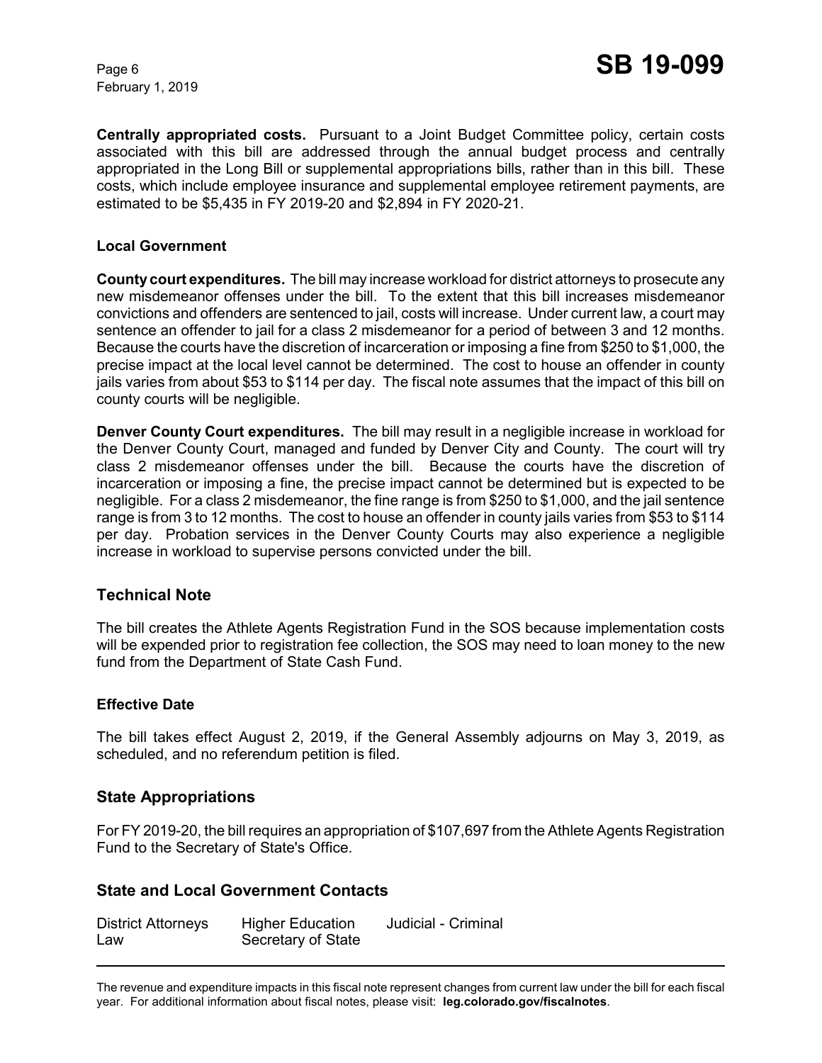**Centrally appropriated costs.** Pursuant to a Joint Budget Committee policy, certain costs associated with this bill are addressed through the annual budget process and centrally appropriated in the Long Bill or supplemental appropriations bills, rather than in this bill. These costs, which include employee insurance and supplemental employee retirement payments, are estimated to be $5,435 in FY 2019-20 and $2,894 in FY 2020-21.

### Local Government

**County court expenditures.** The bill may increase workload for district attorneys to prosecute any new misdemeanor offenses under the bill. To the extent that this bill increases misdemeanor convictions and offenders are sentenced to jail, costs will increase. Under current law, a court may sentence an offender to jail for a class 2 misdemeanor for a period of between 3 and 12 months. Because the courts have the discretion of incarceration or imposing a fine from $250 to $1,000, the precise impact at the local level cannot be determined. The cost to house an offender in county jails varies from about $53 to $114 per day. The fiscal note assumes that the impact of this bill on county courts will be negligible.

**Denver County Court expenditures.** The bill may result in a negligible increase in workload for the Denver County Court, managed and funded by Denver City and County. The court will try class 2 misdemeanor offenses under the bill. Because the courts have the discretion of incarceration or imposing a fine, the precise impact cannot be determined but is expected to be negligible. For a class 2 misdemeanor, the fine range is from $250 to $1,000, and the jail sentence range is from 3 to 12 months. The cost to house an offender in county jails varies from $53 to $114 per day. Probation services in the Denver County Courts may also experience a negligible increase in workload to supervise persons convicted under the bill.

## Technical Note

The bill creates the Athlete Agents Registration Fund in the SOS because implementation costs will be expended prior to registration fee collection, the SOS may need to loan money to the new fund from the Department of State Cash Fund.

### Effective Date

The bill takes effect August 2, 2019, if the General Assembly adjourns on May 3, 2019, as scheduled, and no referendum petition is filed.

## State Appropriations

For FY 2019-20, the bill requires an appropriation of $107,697 from the Athlete Agents Registration Fund to the Secretary of State's Office.

## State and Local Government Contacts

| | | |
|---|---|---|
| District Attorneys | Higher Education | Judicial - Criminal |
| Law | Secretary of State | |

The revenue and expenditure impacts in this fiscal note represent changes from current law under the bill for each fiscal year. For additional information about fiscal notes, please visit: **leg.colorado.gov/fiscalnotes**.